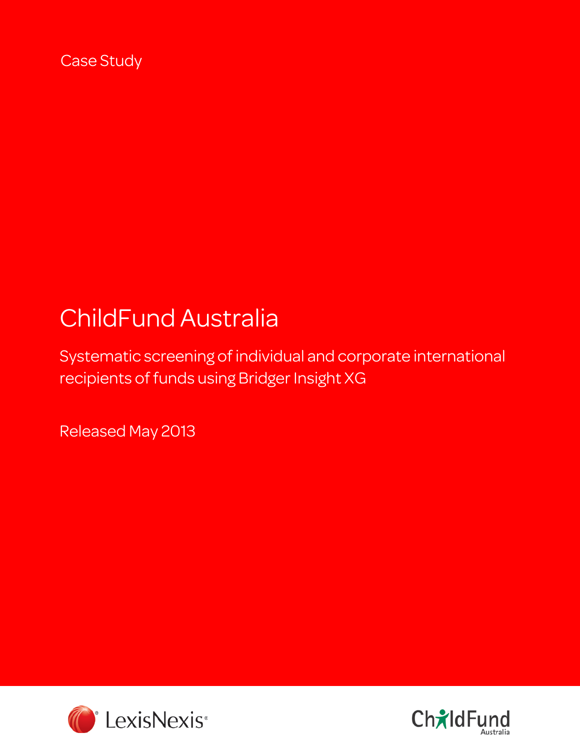Case Study

# ChildFund Australia

## Systematic screening of individual and corporate international recipients of funds using Bridger Insight XG

Released May 2013

LexisNexis®

ChildFund Australia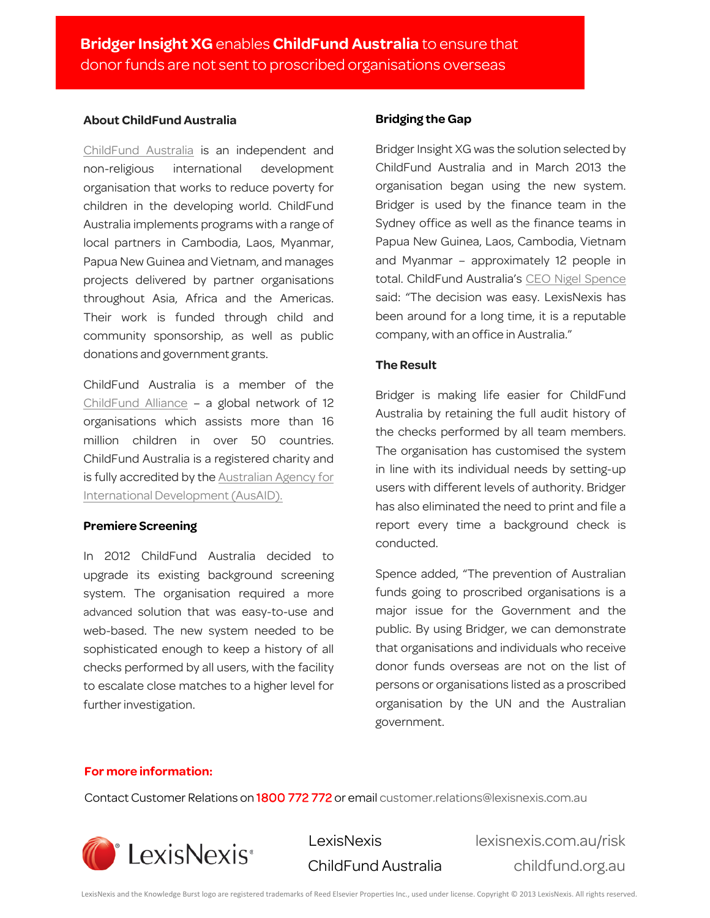# **Bridger Insight XG** enables **ChildFund Australia** to ensure that donor funds are not sent to proscribed organisations overseas

## About ChildFund Australia

ChildFund Australia is an independent and non-religious international development organisation that works to reduce poverty for children in the developing world. ChildFund Australia implements programs with a range of local partners in Cambodia, Laos, Myanmar, Papua New Guinea and Vietnam, and manages projects delivered by partner organisations throughout Asia, Africa and the Americas. Their work is funded through child and community sponsorship, as well as public donations and government grants.

ChildFund Australia is a member of the ChildFund Alliance – a global network of 12 organisations which assists more than 16 million children in over 50 countries. ChildFund Australia is a registered charity and is fully accredited by the Australian Agency for International Development (AusAID).

## Premiere Screening

In 2012 ChildFund Australia decided to upgrade its existing background screening system. The organisation required a more advanced solution that was easy-to-use and web-based. The new system needed to be sophisticated enough to keep a history of all checks performed by all users, with the facility to escalate close matches to a higher level for further investigation.

## Bridging the Gap

Bridger Insight XG was the solution selected by ChildFund Australia and in March 2013 the organisation began using the new system. Bridger is used by the finance team in the Sydney office as well as the finance teams in Papua New Guinea, Laos, Cambodia, Vietnam and Myanmar – approximately 12 people in total. ChildFund Australia's CEO Nigel Spence said: "The decision was easy. LexisNexis has been around for a long time, it is a reputable company, with an office in Australia."

## The Result

Bridger is making life easier for ChildFund Australia by retaining the full audit history of the checks performed by all team members. The organisation has customised the system in line with its individual needs by setting-up users with different levels of authority. Bridger has also eliminated the need to print and file a report every time a background check is conducted.

Spence added, "The prevention of Australian funds going to proscribed organisations is a major issue for the Government and the public. By using Bridger, we can demonstrate that organisations and individuals who receive donor funds overseas are not on the list of persons or organisations listed as a proscribed organisation by the UN and the Australian government.

**For more information:**

Contact Customer Relations on 1800 772 772 or email customer.relations@lexisnexis.com.au

LexisNexis lexisnexis.com.au/risk

ChildFund Australia childfund.org.au

LexisNexis and the Knowledge Burst logo are registered trademarks of Reed Elsevier Properties Inc., used under license. Copyright © 2013 LexisNexis. All rights reserved.